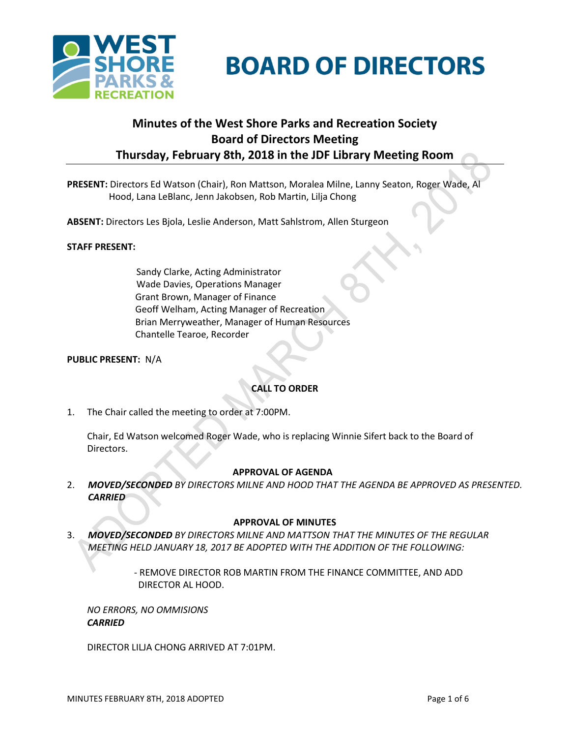# BOARD OF DIRECTORS

## Minutes of the West Shore Parks and Recreation Society Board of Directors Meeting Thursday, February 8th, 2018 in the JDF Library Meeting Room

**PRESENT:** Directors Ed Watson (Chair), Ron Mattson, Moralea Milne, Lanny Seaton, Roger Wade, Al Hood, Lana LeBlanc, Jenn Jakobsen, Rob Martin, Lilja Chong

**ABSENT:** Directors Les Bjola, Leslie Anderson, Matt Sahlstrom, Allen Sturgeon

**STAFF PRESENT:**

Sandy Clarke, Acting Administrator
Wade Davies, Operations Manager
Grant Brown, Manager of Finance
Geoff Welham, Acting Manager of Recreation
Brian Merryweather, Manager of Human Resources
Chantelle Tearoe, Recorder

**PUBLIC PRESENT:** N/A

### CALL TO ORDER

1. The Chair called the meeting to order at 7:00PM.

   Chair, Ed Watson welcomed Roger Wade, who is replacing Winnie Sifert back to the Board of Directors.

### APPROVAL OF AGENDA

2. ***MOVED/SECONDED*** *BY DIRECTORS MILNE AND HOOD THAT THE AGENDA BE APPROVED AS PRESENTED.* ***CARRIED***

### APPROVAL OF MINUTES

3. ***MOVED/SECONDED*** *BY DIRECTORS MILNE AND MATTSON THAT THE MINUTES OF THE REGULAR MEETING HELD JANUARY 18, 2017 BE ADOPTED WITH THE ADDITION OF THE FOLLOWING:*

   - REMOVE DIRECTOR ROB MARTIN FROM THE FINANCE COMMITTEE, AND ADD DIRECTOR AL HOOD.

   *NO ERRORS, NO OMMISIONS*
   ***CARRIED***

   DIRECTOR LILJA CHONG ARRIVED AT 7:01PM.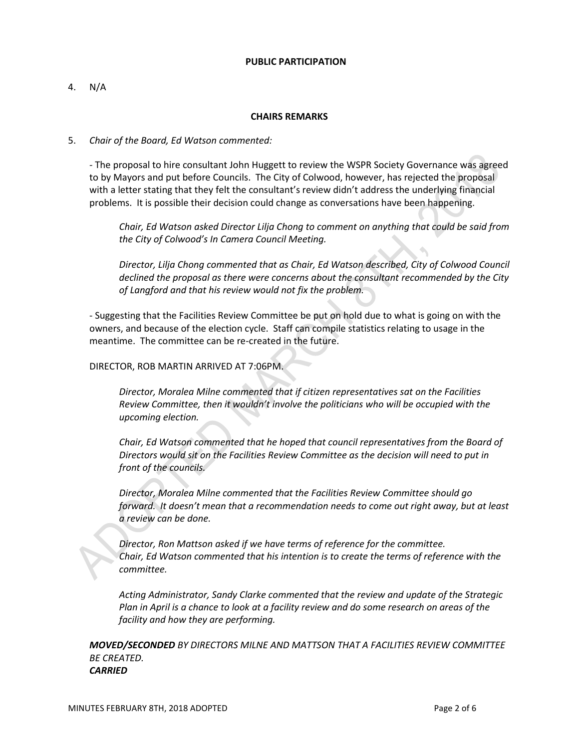**PUBLIC PARTICIPATION**

4. N/A

**CHAIRS REMARKS**

5. *Chair of the Board, Ed Watson commented:*

   - The proposal to hire consultant John Huggett to review the WSPR Society Governance was agreed to by Mayors and put before Councils. The City of Colwood, however, has rejected the proposal with a letter stating that they felt the consultant's review didn't address the underlying financial problems. It is possible their decision could change as conversations have been happening.

     *Chair, Ed Watson asked Director Lilja Chong to comment on anything that could be said from the City of Colwood's In Camera Council Meeting.*

     *Director, Lilja Chong commented that as Chair, Ed Watson described, City of Colwood Council declined the proposal as there were concerns about the consultant recommended by the City of Langford and that his review would not fix the problem.*

   - Suggesting that the Facilities Review Committee be put on hold due to what is going on with the owners, and because of the election cycle. Staff can compile statistics relating to usage in the meantime. The committee can be re-created in the future.

   DIRECTOR, ROB MARTIN ARRIVED AT 7:06PM.

     *Director, Moralea Milne commented that if citizen representatives sat on the Facilities Review Committee, then it wouldn't involve the politicians who will be occupied with the upcoming election.*

     *Chair, Ed Watson commented that he hoped that council representatives from the Board of Directors would sit on the Facilities Review Committee as the decision will need to put in front of the councils.*

     *Director, Moralea Milne commented that the Facilities Review Committee should go forward. It doesn't mean that a recommendation needs to come out right away, but at least a review can be done.*

     *Director, Ron Mattson asked if we have terms of reference for the committee.*
     *Chair, Ed Watson commented that his intention is to create the terms of reference with the committee.*

     *Acting Administrator, Sandy Clarke commented that the review and update of the Strategic Plan in April is a chance to look at a facility review and do some research on areas of the facility and how they are performing.*

***MOVED/SECONDED** BY DIRECTORS MILNE AND MATTSON THAT A FACILITIES REVIEW COMMITTEE BE CREATED.*
***CARRIED***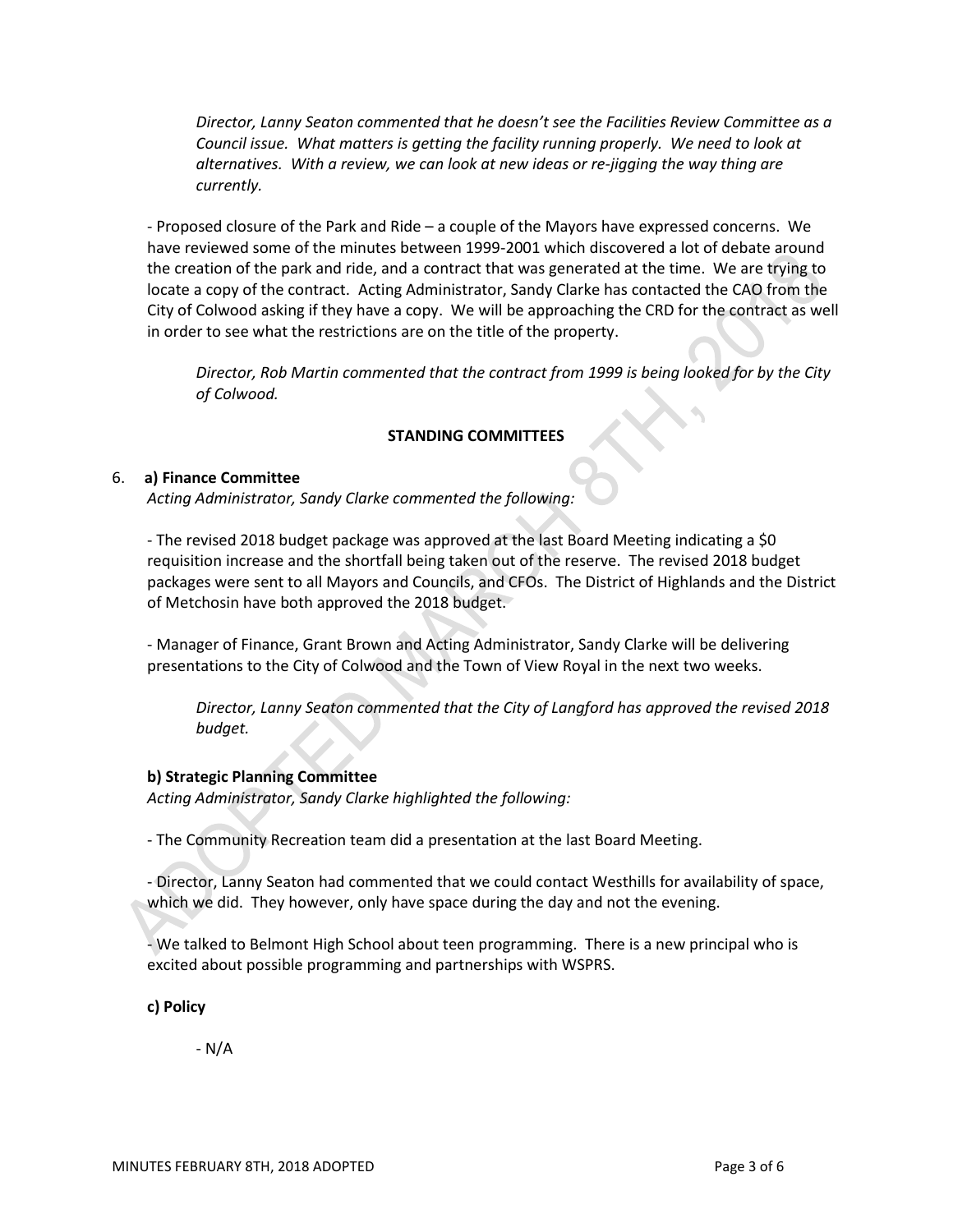*Director, Lanny Seaton commented that he doesn't see the Facilities Review Committee as a Council issue. What matters is getting the facility running properly. We need to look at alternatives. With a review, we can look at new ideas or re-jigging the way thing are currently.*

- Proposed closure of the Park and Ride – a couple of the Mayors have expressed concerns. We have reviewed some of the minutes between 1999-2001 which discovered a lot of debate around the creation of the park and ride, and a contract that was generated at the time. We are trying to locate a copy of the contract. Acting Administrator, Sandy Clarke has contacted the CAO from the City of Colwood asking if they have a copy. We will be approaching the CRD for the contract as well in order to see what the restrictions are on the title of the property.

*Director, Rob Martin commented that the contract from 1999 is being looked for by the City of Colwood.*

**STANDING COMMITTEES**

6. **a) Finance Committee**

*Acting Administrator, Sandy Clarke commented the following:*

- The revised 2018 budget package was approved at the last Board Meeting indicating a $0 requisition increase and the shortfall being taken out of the reserve. The revised 2018 budget packages were sent to all Mayors and Councils, and CFOs. The District of Highlands and the District of Metchosin have both approved the 2018 budget.

- Manager of Finance, Grant Brown and Acting Administrator, Sandy Clarke will be delivering presentations to the City of Colwood and the Town of View Royal in the next two weeks.

*Director, Lanny Seaton commented that the City of Langford has approved the revised 2018 budget.*

**b) Strategic Planning Committee**

*Acting Administrator, Sandy Clarke highlighted the following:*

- The Community Recreation team did a presentation at the last Board Meeting.

- Director, Lanny Seaton had commented that we could contact Westhills for availability of space, which we did. They however, only have space during the day and not the evening.

- We talked to Belmont High School about teen programming. There is a new principal who is excited about possible programming and partnerships with WSPRS.

**c) Policy**

- N/A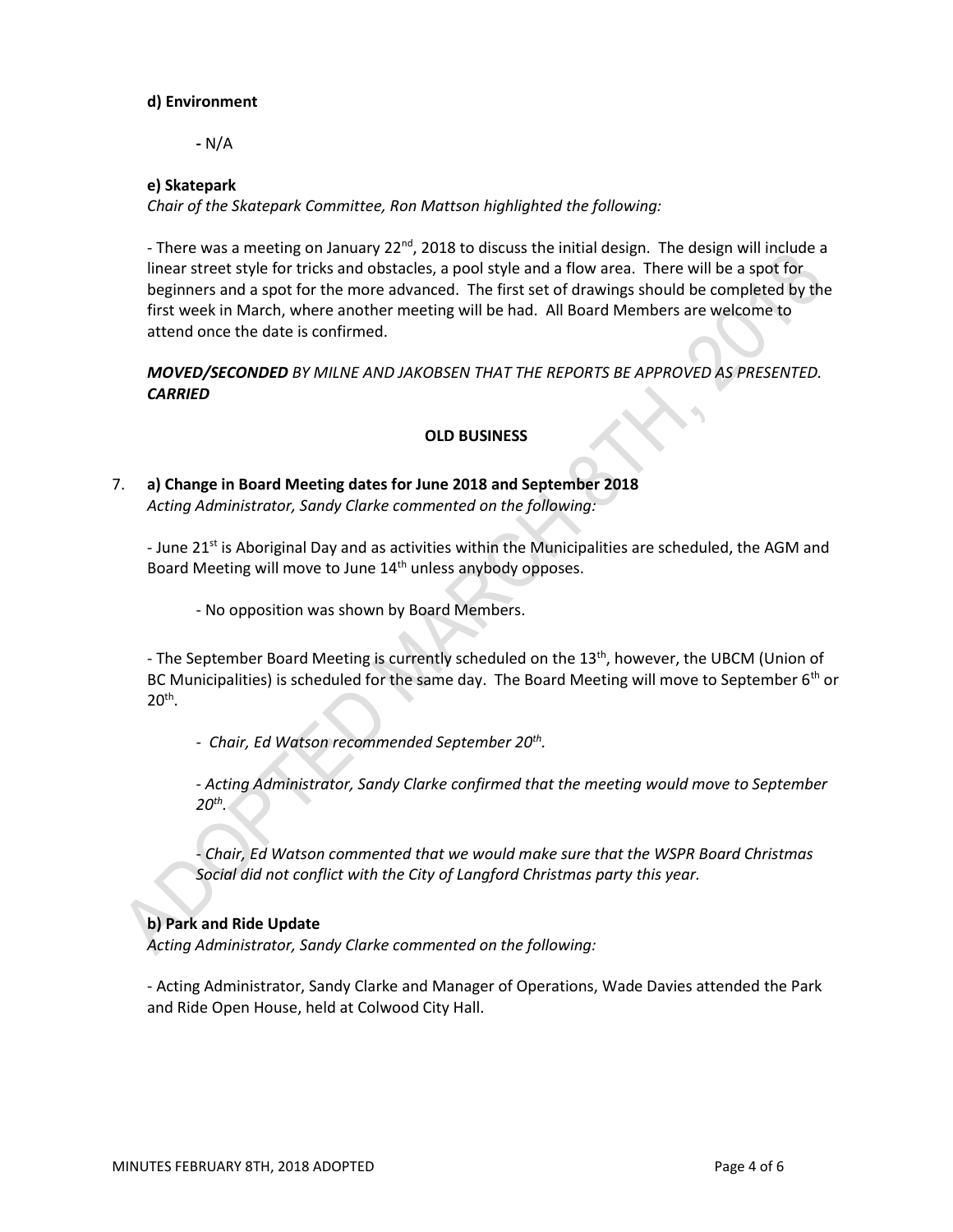**d) Environment**

- N/A

**e) Skatepark**

*Chair of the Skatepark Committee, Ron Mattson highlighted the following:*

- There was a meeting on January 22nd, 2018 to discuss the initial design. The design will include a linear street style for tricks and obstacles, a pool style and a flow area. There will be a spot for beginners and a spot for the more advanced. The first set of drawings should be completed by the first week in March, where another meeting will be had. All Board Members are welcome to attend once the date is confirmed.

***MOVED/SECONDED*** *BY MILNE AND JAKOBSEN THAT THE REPORTS BE APPROVED AS PRESENTED.* ***CARRIED***

**OLD BUSINESS**

7. **a) Change in Board Meeting dates for June 2018 and September 2018**
*Acting Administrator, Sandy Clarke commented on the following:*

- June 21st is Aboriginal Day and as activities within the Municipalities are scheduled, the AGM and Board Meeting will move to June 14th unless anybody opposes.

  - No opposition was shown by Board Members.

- The September Board Meeting is currently scheduled on the 13th, however, the UBCM (Union of BC Municipalities) is scheduled for the same day. The Board Meeting will move to September 6th or 20th.

  - *Chair, Ed Watson recommended September 20th.*

  - *Acting Administrator, Sandy Clarke confirmed that the meeting would move to September 20th.*

  - *Chair, Ed Watson commented that we would make sure that the WSPR Board Christmas Social did not conflict with the City of Langford Christmas party this year.*

**b) Park and Ride Update**
*Acting Administrator, Sandy Clarke commented on the following:*

- Acting Administrator, Sandy Clarke and Manager of Operations, Wade Davies attended the Park and Ride Open House, held at Colwood City Hall.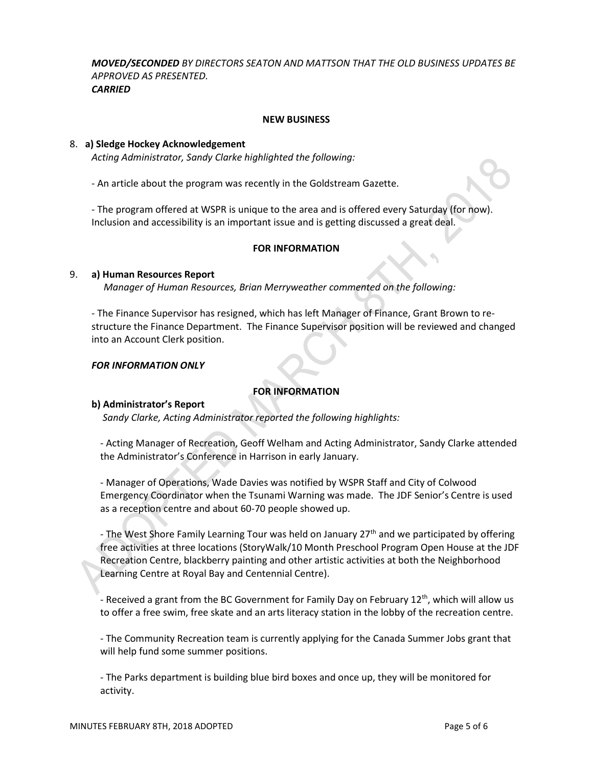***MOVED/SECONDED** BY DIRECTORS SEATON AND MATTSON THAT THE OLD BUSINESS UPDATES BE APPROVED AS PRESENTED.*
***CARRIED***

## NEW BUSINESS

8. **a) Sledge Hockey Acknowledgement**
*Acting Administrator, Sandy Clarke highlighted the following:*

- An article about the program was recently in the Goldstream Gazette.

- The program offered at WSPR is unique to the area and is offered every Saturday (for now). Inclusion and accessibility is an important issue and is getting discussed a great deal.

## FOR INFORMATION

9. **a) Human Resources Report**
*Manager of Human Resources, Brian Merryweather commented on the following:*

- The Finance Supervisor has resigned, which has left Manager of Finance, Grant Brown to re-structure the Finance Department. The Finance Supervisor position will be reviewed and changed into an Account Clerk position.

***FOR INFORMATION ONLY***

## FOR INFORMATION

**b) Administrator's Report**
*Sandy Clarke, Acting Administrator reported the following highlights:*

- Acting Manager of Recreation, Geoff Welham and Acting Administrator, Sandy Clarke attended the Administrator's Conference in Harrison in early January.

- Manager of Operations, Wade Davies was notified by WSPR Staff and City of Colwood Emergency Coordinator when the Tsunami Warning was made. The JDF Senior's Centre is used as a reception centre and about 60-70 people showed up.

- The West Shore Family Learning Tour was held on January 27th and we participated by offering free activities at three locations (StoryWalk/10 Month Preschool Program Open House at the JDF Recreation Centre, blackberry painting and other artistic activities at both the Neighborhood Learning Centre at Royal Bay and Centennial Centre).

- Received a grant from the BC Government for Family Day on February 12th, which will allow us to offer a free swim, free skate and an arts literacy station in the lobby of the recreation centre.

- The Community Recreation team is currently applying for the Canada Summer Jobs grant that will help fund some summer positions.

- The Parks department is building blue bird boxes and once up, they will be monitored for activity.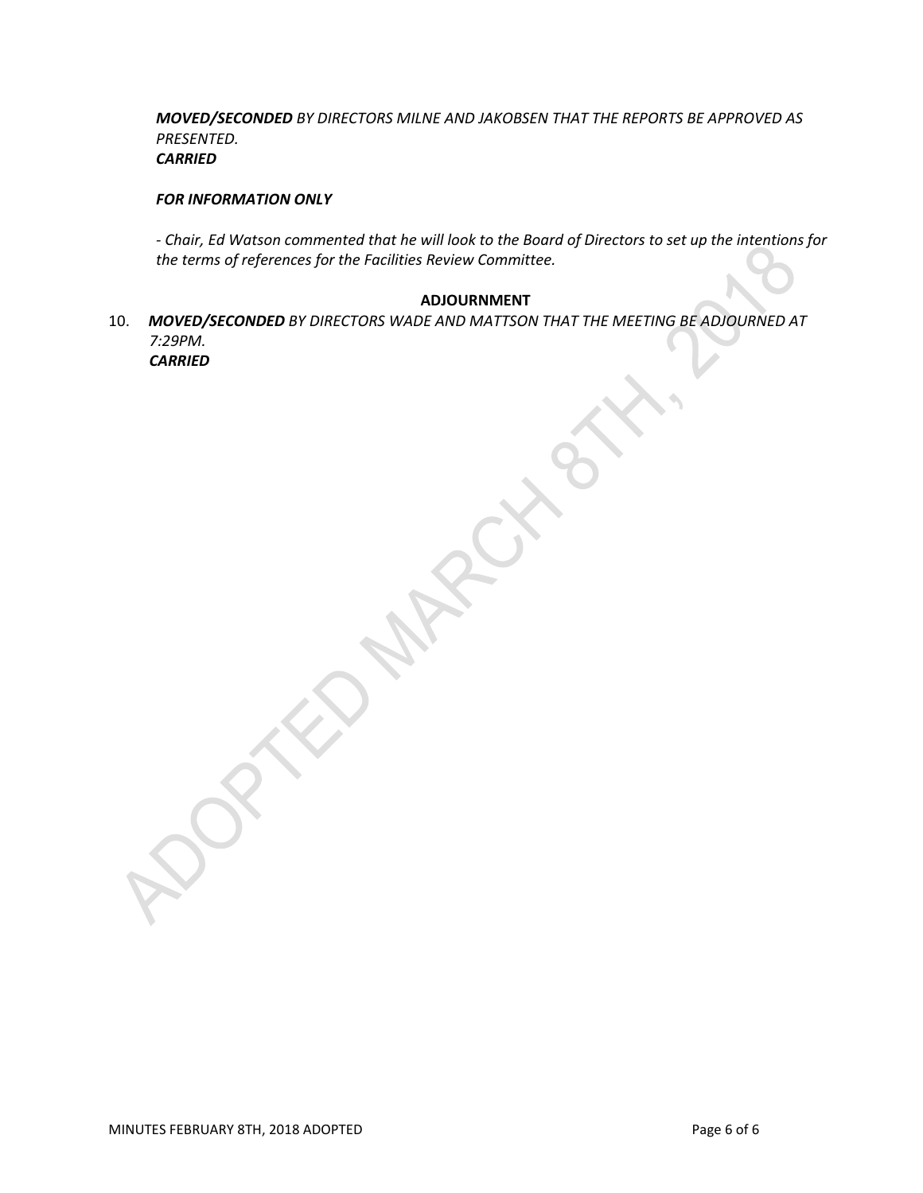***MOVED/SECONDED** BY DIRECTORS MILNE AND JAKOBSEN THAT THE REPORTS BE APPROVED AS PRESENTED.*
***CARRIED***

***FOR INFORMATION ONLY***

*- Chair, Ed Watson commented that he will look to the Board of Directors to set up the intentions for the terms of references for the Facilities Review Committee.*

**ADJOURNMENT**

10. ***MOVED/SECONDED** BY DIRECTORS WADE AND MATTSON THAT THE MEETING BE ADJOURNED AT 7:29PM.*
***CARRIED***

ADOPTED MARCH 8TH, 2018